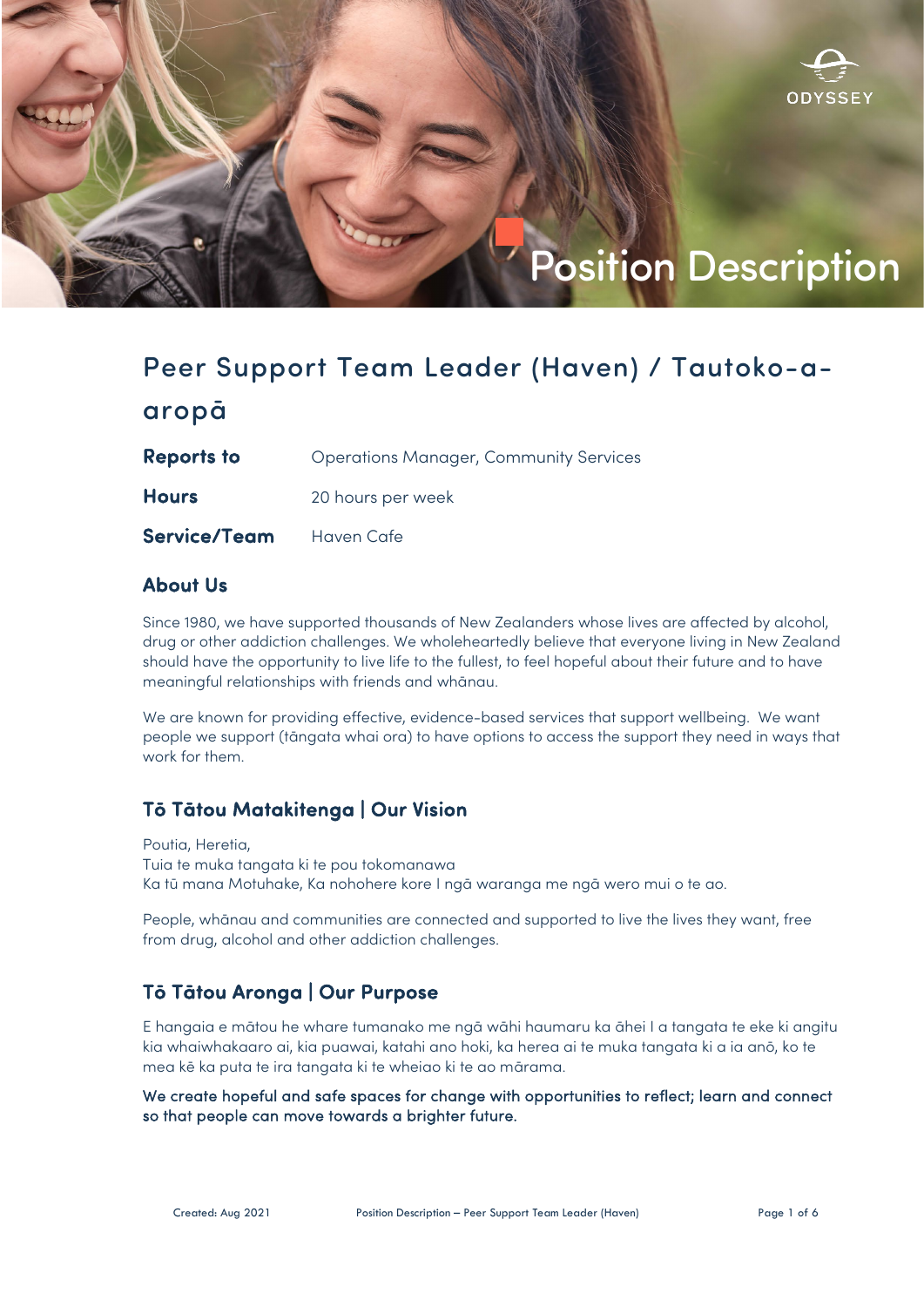# Position Description

## Peer Support Team Leader (Haven) / Tautoko-a-aropā

| | |
|---|---|
| **Reports to** | Operations Manager, Community Services |
| **Hours** | 20 hours per week |
| **Service/Team** | Haven Cafe |

### About Us

Since 1980, we have supported thousands of New Zealanders whose lives are affected by alcohol, drug or other addiction challenges. We wholeheartedly believe that everyone living in New Zealand should have the opportunity to live life to the fullest, to feel hopeful about their future and to have meaningful relationships with friends and whānau.

We are known for providing effective, evidence-based services that support wellbeing. We want people we support (tāngata whai ora) to have options to access the support they need in ways that work for them.

### Tō Tātou Matakitenga | Our Vision

Poutia, Heretia,
Tuia te muka tangata ki te pou tokomanawa
Ka tū mana Motuhake, Ka nohohere kore I ngā waranga me ngā wero mui o te ao.

People, whānau and communities are connected and supported to live the lives they want, free from drug, alcohol and other addiction challenges.

### Tō Tātou Aronga | Our Purpose

E hangaia e mātou he whare tumanako me ngā wāhi haumaru ka āhei I a tangata te eke ki angitu kia whaiwhakaaro ai, kia puawai, katahi ano hoki, ka herea ai te muka tangata ki a ia anō, ko te mea kē ka puta te ira tangata ki te wheiao ki te ao mārama.

**We create hopeful and safe spaces for change with opportunities to reflect; learn and connect so that people can move towards a brighter future.**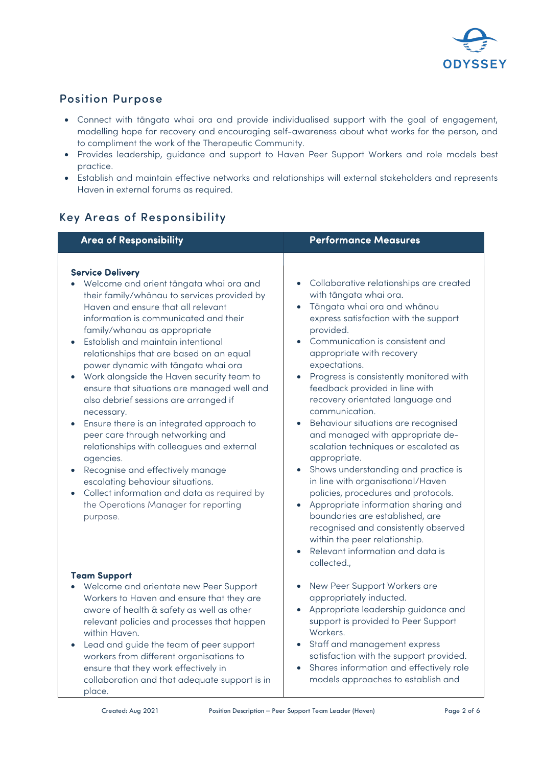## Position Purpose

- Connect with tāngata whai ora and provide individualised support with the goal of engagement, modelling hope for recovery and encouraging self-awareness about what works for the person, and to compliment the work of the Therapeutic Community.
- Provides leadership, guidance and support to Haven Peer Support Workers and role models best practice.
- Establish and maintain effective networks and relationships will external stakeholders and represents Haven in external forums as required.

## Key Areas of Responsibility

| Area of Responsibility | Performance Measures |
|---|---|
| **Service Delivery**<br>• Welcome and orient tāngata whai ora and their family/whānau to services provided by Haven and ensure that all relevant information is communicated and their family/whanau as appropriate<br>• Establish and maintain intentional relationships that are based on an equal power dynamic with tāngata whai ora<br>• Work alongside the Haven security team to ensure that situations are managed well and also debrief sessions are arranged if necessary.<br>• Ensure there is an integrated approach to peer care through networking and relationships with colleagues and external agencies.<br>• Recognise and effectively manage escalating behaviour situations.<br>• Collect information and data as required by the Operations Manager for reporting purpose. | • Collaborative relationships are created with tāngata whai ora.<br>• Tāngata whai ora and whānau express satisfaction with the support provided.<br>• Communication is consistent and appropriate with recovery expectations.<br>• Progress is consistently monitored with feedback provided in line with recovery orientated language and communication.<br>• Behaviour situations are recognised and managed with appropriate de-scalation techniques or escalated as appropriate.<br>• Shows understanding and practice is in line with organisational/Haven policies, procedures and protocols.<br>• Appropriate information sharing and boundaries are established, are recognised and consistently observed within the peer relationship.<br>• Relevant information and data is collected., |
| **Team Support**<br>• Welcome and orientate new Peer Support Workers to Haven and ensure that they are aware of health & safety as well as other relevant policies and processes that happen within Haven.<br>• Lead and guide the team of peer support workers from different organisations to ensure that they work effectively in collaboration and that adequate support is in place. | • New Peer Support Workers are appropriately inducted.<br>• Appropriate leadership guidance and support is provided to Peer Support Workers.<br>• Staff and management express satisfaction with the support provided.<br>• Shares information and effectively role models approaches to establish and |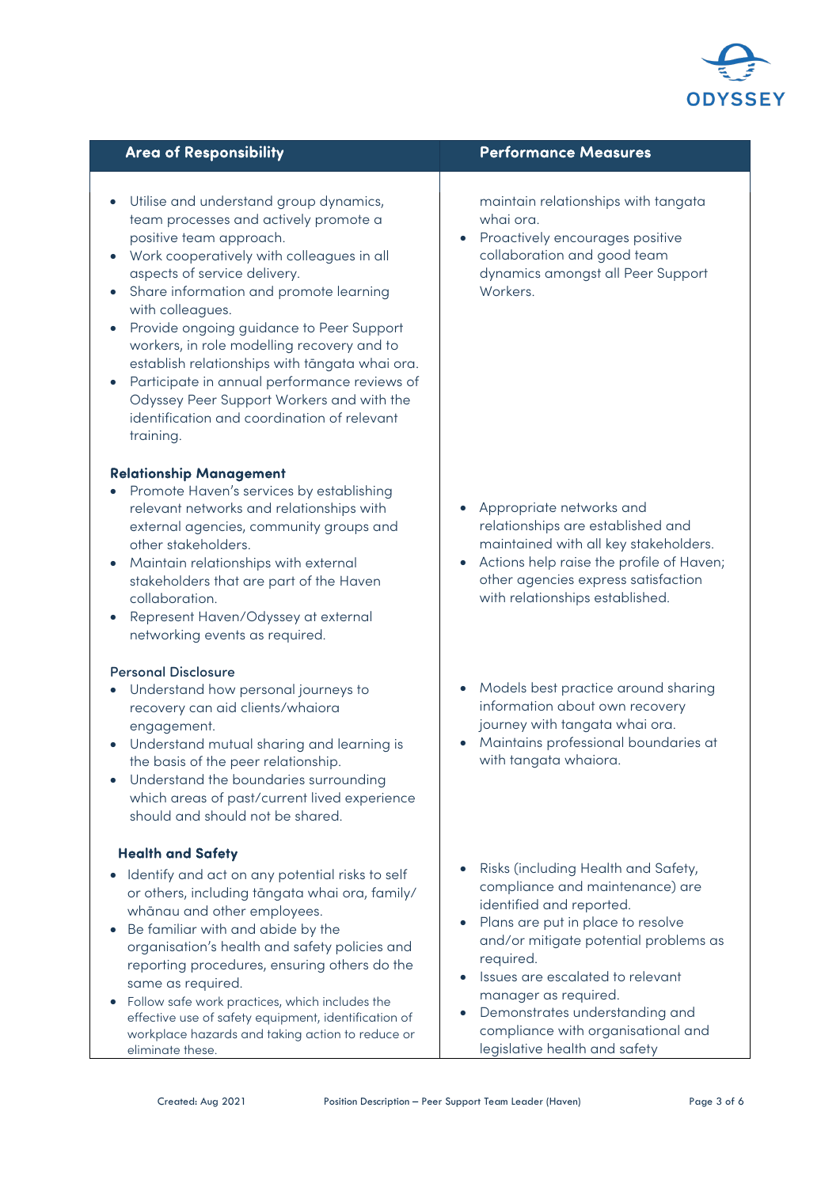| Area of Responsibility | Performance Measures |
|---|---|
| • Utilise and understand group dynamics, team processes and actively promote a positive team approach.<br>• Work cooperatively with colleagues in all aspects of service delivery.<br>• Share information and promote learning with colleagues.<br>• Provide ongoing guidance to Peer Support workers, in role modelling recovery and to establish relationships with tāngata whai ora.<br>• Participate in annual performance reviews of Odyssey Peer Support Workers and with the identification and coordination of relevant training. | maintain relationships with tangata whai ora.<br>• Proactively encourages positive collaboration and good team dynamics amongst all Peer Support Workers. |
| **Relationship Management**<br>• Promote Haven's services by establishing relevant networks and relationships with external agencies, community groups and other stakeholders.<br>• Maintain relationships with external stakeholders that are part of the Haven collaboration.<br>• Represent Haven/Odyssey at external networking events as required. | • Appropriate networks and relationships are established and maintained with all key stakeholders.<br>• Actions help raise the profile of Haven; other agencies express satisfaction with relationships established. |
| **Personal Disclosure**<br>• Understand how personal journeys to recovery can aid clients/whaiora engagement.<br>• Understand mutual sharing and learning is the basis of the peer relationship.<br>• Understand the boundaries surrounding which areas of past/current lived experience should and should not be shared. | • Models best practice around sharing information about own recovery journey with tangata whai ora.<br>• Maintains professional boundaries at with tangata whaiora. |
| **Health and Safety**<br>• Identify and act on any potential risks to self or others, including tāngata whai ora, family/whānau and other employees.<br>• Be familiar with and abide by the organisation's health and safety policies and reporting procedures, ensuring others do the same as required.<br>• Follow safe work practices, which includes the effective use of safety equipment, identification of workplace hazards and taking action to reduce or eliminate these. | • Risks (including Health and Safety, compliance and maintenance) are identified and reported.<br>• Plans are put in place to resolve and/or mitigate potential problems as required.<br>• Issues are escalated to relevant manager as required.<br>• Demonstrates understanding and compliance with organisational and legislative health and safety |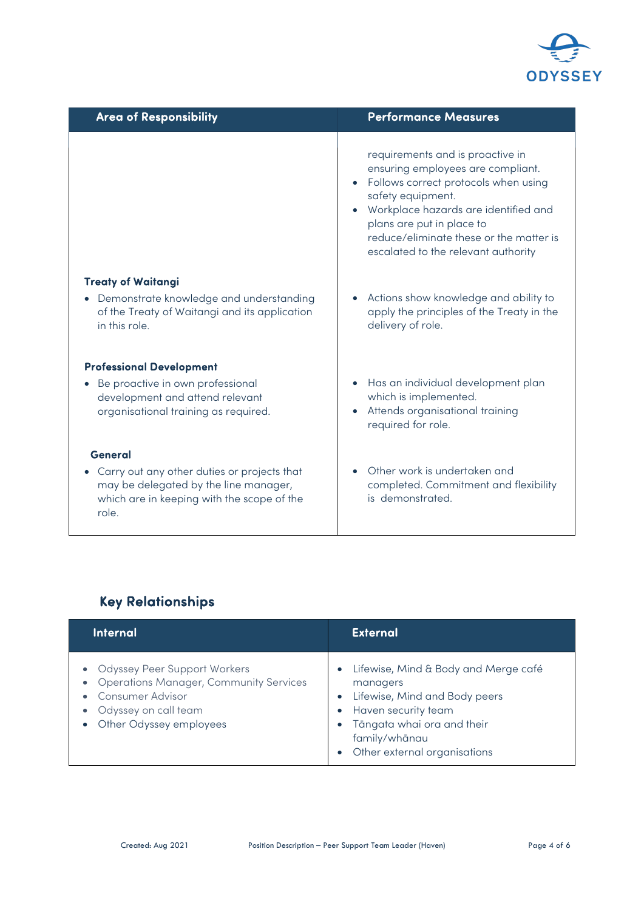| Area of Responsibility | Performance Measures |
|---|---|
| | requirements and is proactive in ensuring employees are compliant.<br>• Follows correct protocols when using safety equipment.<br>• Workplace hazards are identified and plans are put in place to reduce/eliminate these or the matter is escalated to the relevant authority |
| **Treaty of Waitangi**<br>• Demonstrate knowledge and understanding of the Treaty of Waitangi and its application in this role. | • Actions show knowledge and ability to apply the principles of the Treaty in the delivery of role. |
| **Professional Development**<br>• Be proactive in own professional development and attend relevant organisational training as required. | • Has an individual development plan which is implemented.<br>• Attends organisational training required for role. |
| **General**<br>• Carry out any other duties or projects that may be delegated by the line manager, which are in keeping with the scope of the role. | • Other work is undertaken and completed. Commitment and flexibility is demonstrated. |

## Key Relationships

| Internal | External |
|---|---|
| • Odyssey Peer Support Workers<br>• Operations Manager, Community Services<br>• Consumer Advisor<br>• Odyssey on call team<br>• Other Odyssey employees | • Lifewise, Mind & Body and Merge café managers<br>• Lifewise, Mind and Body peers<br>• Haven security team<br>• Tāngata whai ora and their family/whānau<br>• Other external organisations |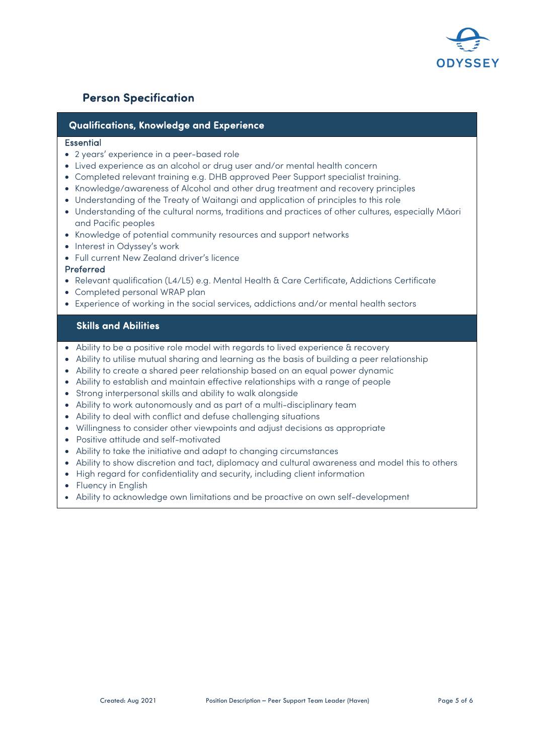## Person Specification

### Qualifications, Knowledge and Experience

**Essential**

- 2 years' experience in a peer-based role
- Lived experience as an alcohol or drug user and/or mental health concern
- Completed relevant training e.g. DHB approved Peer Support specialist training.
- Knowledge/awareness of Alcohol and other drug treatment and recovery principles
- Understanding of the Treaty of Waitangi and application of principles to this role
- Understanding of the cultural norms, traditions and practices of other cultures, especially Māori and Pacific peoples
- Knowledge of potential community resources and support networks
- Interest in Odyssey's work
- Full current New Zealand driver's licence

**Preferred**

- Relevant qualification (L4/L5) e.g. Mental Health & Care Certificate, Addictions Certificate
- Completed personal WRAP plan
- Experience of working in the social services, addictions and/or mental health sectors

### Skills and Abilities

- Ability to be a positive role model with regards to lived experience & recovery
- Ability to utilise mutual sharing and learning as the basis of building a peer relationship
- Ability to create a shared peer relationship based on an equal power dynamic
- Ability to establish and maintain effective relationships with a range of people
- Strong interpersonal skills and ability to walk alongside
- Ability to work autonomously and as part of a multi-disciplinary team
- Ability to deal with conflict and defuse challenging situations
- Willingness to consider other viewpoints and adjust decisions as appropriate
- Positive attitude and self-motivated
- Ability to take the initiative and adapt to changing circumstances
- Ability to show discretion and tact, diplomacy and cultural awareness and model this to others
- High regard for confidentiality and security, including client information
- Fluency in English
- Ability to acknowledge own limitations and be proactive on own self-development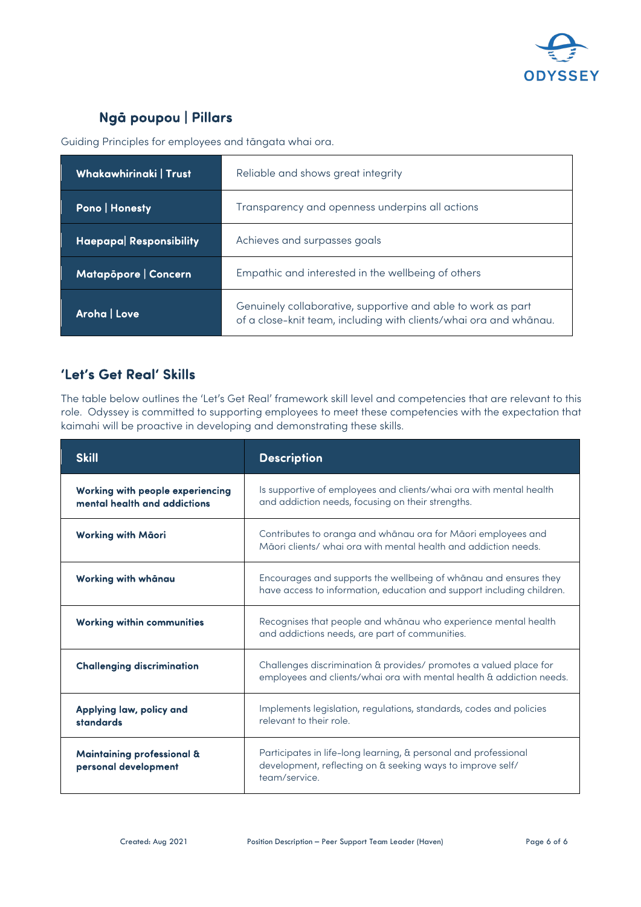## Ngā poupou | Pillars

Guiding Principles for employees and tāngata whai ora.

| | |
|---|---|
| **Whakawhirinaki \| Trust** | Reliable and shows great integrity |
| **Pono \| Honesty** | Transparency and openness underpins all actions |
| **Haepapa\| Responsibility** | Achieves and surpasses goals |
| **Matapōpore \| Concern** | Empathic and interested in the wellbeing of others |
| **Aroha \| Love** | Genuinely collaborative, supportive and able to work as part of a close-knit team, including with clients/whai ora and whānau. |

## 'Let's Get Real' Skills

The table below outlines the 'Let's Get Real' framework skill level and competencies that are relevant to this role. Odyssey is committed to supporting employees to meet these competencies with the expectation that kaimahi will be proactive in developing and demonstrating these skills.

| Skill | Description |
|---|---|
| **Working with people experiencing mental health and addictions** | Is supportive of employees and clients/whai ora with mental health and addiction needs, focusing on their strengths. |
| **Working with Māori** | Contributes to oranga and whānau ora for Māori employees and Māori clients/ whai ora with mental health and addiction needs. |
| **Working with whānau** | Encourages and supports the wellbeing of whānau and ensures they have access to information, education and support including children. |
| **Working within communities** | Recognises that people and whānau who experience mental health and addictions needs, are part of communities. |
| **Challenging discrimination** | Challenges discrimination & provides/ promotes a valued place for employees and clients/whai ora with mental health & addiction needs. |
| **Applying law, policy and standards** | Implements legislation, regulations, standards, codes and policies relevant to their role. |
| **Maintaining professional & personal development** | Participates in life-long learning, & personal and professional development, reflecting on & seeking ways to improve self/ team/service. |